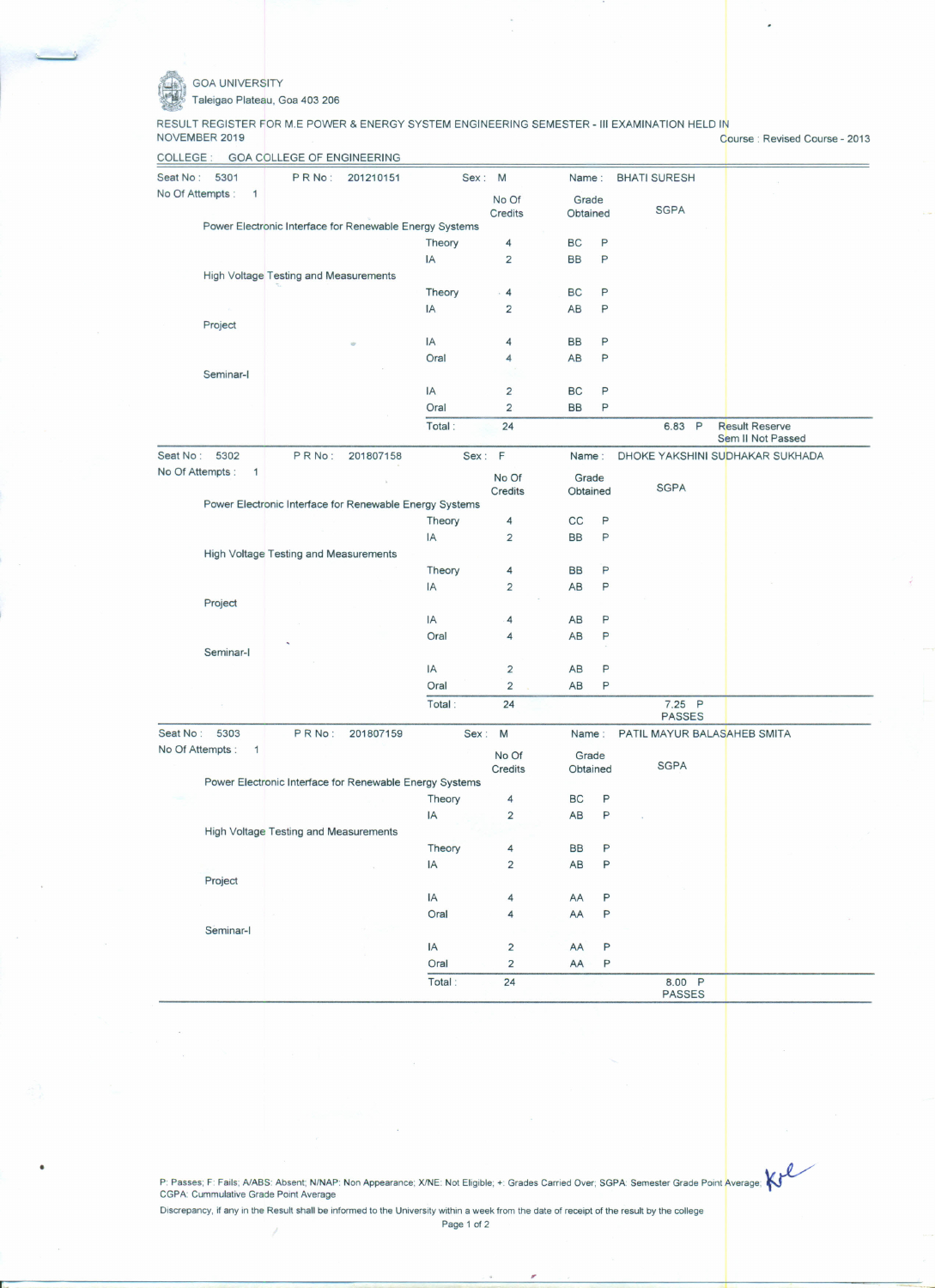GOA UNIVERSITY
Taleigao Plateau, Goa 403 206

RESULT REGISTER FOR M.E POWER & ENERGY SYSTEM ENGINEERING SEMESTER - III EXAMINATION HELD IN NOVEMBER 2019

Course : Revised Course - 2013

COLLEGE : GOA COLLEGE OF ENGINEERING

---

Seat No : 5301 | P R No : 201210151 | Sex : M | Name : BHATI SURESH

No Of Attempts : 1

| Subject | Component | No Of Credits | Grade Obtained | | SGPA |
|---|---|---|---|---|---|
| Power Electronic Interface for Renewable Energy Systems | Theory | 4 | BC | P | |
| | IA | 2 | BB | P | |
| High Voltage Testing and Measurements | Theory | 4 | BC | P | |
| | IA | 2 | AB | P | |
| Project | IA | 4 | BB | P | |
| | Oral | 4 | AB | P | |
| Seminar-I | IA | 2 | BC | P | |
| | Oral | 2 | BB | P | |
| | Total : | 24 | | | 6.83 P Result Reserve Sem II Not Passed |

---

Seat No : 5302 | P R No : 201807158 | Sex : F | Name : DHOKE YAKSHINI SUDHAKAR SUKHADA

No Of Attempts : 1

| Subject | Component | No Of Credits | Grade Obtained | | SGPA |
|---|---|---|---|---|---|
| Power Electronic Interface for Renewable Energy Systems | Theory | 4 | CC | P | |
| | IA | 2 | BB | P | |
| High Voltage Testing and Measurements | Theory | 4 | BB | P | |
| | IA | 2 | AB | P | |
| Project | IA | 4 | AB | P | |
| | Oral | 4 | AB | P | |
| Seminar-I | IA | 2 | AB | P | |
| | Oral | 2 | AB | P | |
| | Total : | 24 | | | 7.25 P PASSES |

---

Seat No : 5303 | P R No : 201807159 | Sex : M | Name : PATIL MAYUR BALASAHEB SMITA

No Of Attempts : 1

| Subject | Component | No Of Credits | Grade Obtained | | SGPA |
|---|---|---|---|---|---|
| Power Electronic Interface for Renewable Energy Systems | Theory | 4 | BC | P | |
| | IA | 2 | AB | P | |
| High Voltage Testing and Measurements | Theory | 4 | BB | P | |
| | IA | 2 | AB | P | |
| Project | IA | 4 | AA | P | |
| | Oral | 4 | AA | P | |
| Seminar-I | IA | 2 | AA | P | |
| | Oral | 2 | AA | P | |
| | Total : | 24 | | | 8.00 P PASSES |

---

P: Passes; F: Fails; A/ABS: Absent; N/NAP: Non Appearance; X/NE: Not Eligible; +: Grades Carried Over; SGPA: Semester Grade Point Average; CGPA: Cummulative Grade Point Average

Discrepancy, if any in the Result shall be informed to the University within a week from the date of receipt of the result by the college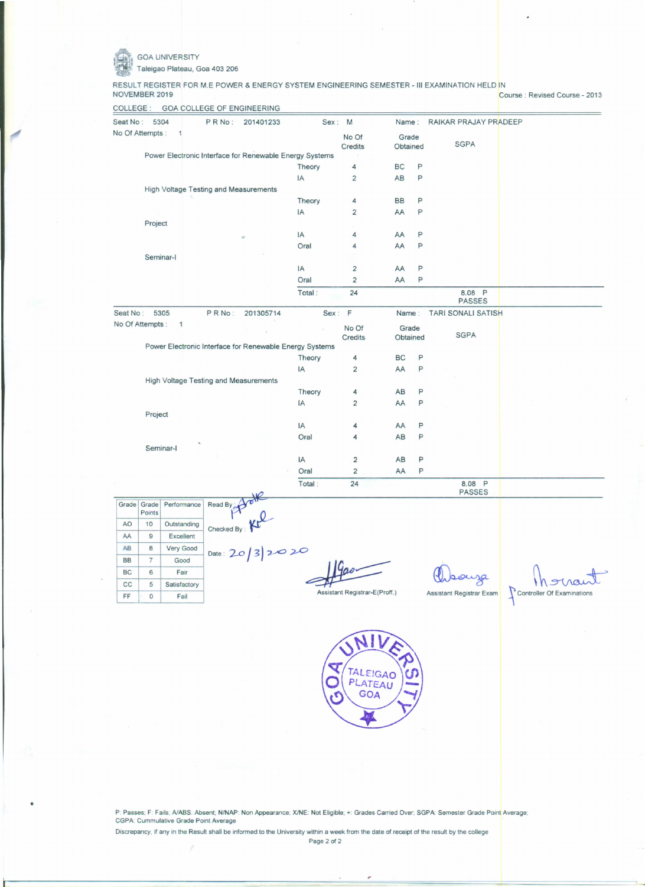GOA UNIVERSITY

Taleigao Plateau, Goa 403 206

RESULT REGISTER FOR M.E POWER & ENERGY SYSTEM ENGINEERING SEMESTER - III EXAMINATION HELD IN NOVEMBER 2019

Course : Revised Course - 2013

COLLEGE : GOA COLLEGE OF ENGINEERING

Seat No : 5304 P R No : 201401233 Sex : M Name : RAIKAR PRAJAY PRADEEP

No Of Attempts : 1

| Subject | Component | No Of Credits | Grade Obtained | | SGPA |
|---|---|---|---|---|---|
| Power Electronic Interface for Renewable Energy Systems | | | | | |
| | Theory | 4 | BC | P | |
| | IA | 2 | AB | P | |
| High Voltage Testing and Measurements | | | | | |
| | Theory | 4 | BB | P | |
| | IA | 2 | AA | P | |
| Project | | | | | |
| | IA | 4 | AA | P | |
| | Oral | 4 | AA | P | |
| Seminar-I | | | | | |
| | IA | 2 | AA | P | |
| | Oral | 2 | AA | P | |
| | Total : | 24 | | | 8.08 P PASSES |

Seat No : 5305 P R No : 201305714 Sex : F Name : TARI SONALI SATISH

No Of Attempts : 1

| Subject | Component | No Of Credits | Grade Obtained | | SGPA |
|---|---|---|---|---|---|
| Power Electronic Interface for Renewable Energy Systems | | | | | |
| | Theory | 4 | BC | P | |
| | IA | 2 | AA | P | |
| High Voltage Testing and Measurements | | | | | |
| | Theory | 4 | AB | P | |
| | IA | 2 | AA | P | |
| Project | | | | | |
| | IA | 4 | AA | P | |
| | Oral | 4 | AB | P | |
| Seminar-I | | | | | |
| | IA | 2 | AB | P | |
| | Oral | 2 | AA | P | |
| | Total : | 24 | | | 8.08 P PASSES |

| Grade | Grade Points | Performance |
|---|---|---|
| AO | 10 | Outstanding |
| AA | 9 | Excellent |
| AB | 8 | Very Good |
| BB | 7 | Good |
| BC | 6 | Fair |
| CC | 5 | Satisfactory |
| FF | 0 | Fail |

Read By :

Checked By :

Date : 20/3/2020

Assistant Registrar-E(Proff.)

Assistant Registrar Exam

Controller Of Examinations

GOA UNIVERSITY TALEIGAO PLATEAU GOA

P: Passes; F: Fails; A/ABS: Absent; N/NAP: Non Appearance; X/NE: Not Eligible; +: Grades Carried Over; SGPA: Semester Grade Point Average; CGPA: Cummulative Grade Point Average

Discrepancy, if any in the Result shall be informed to the University within a week from the date of receipt of the result by the college